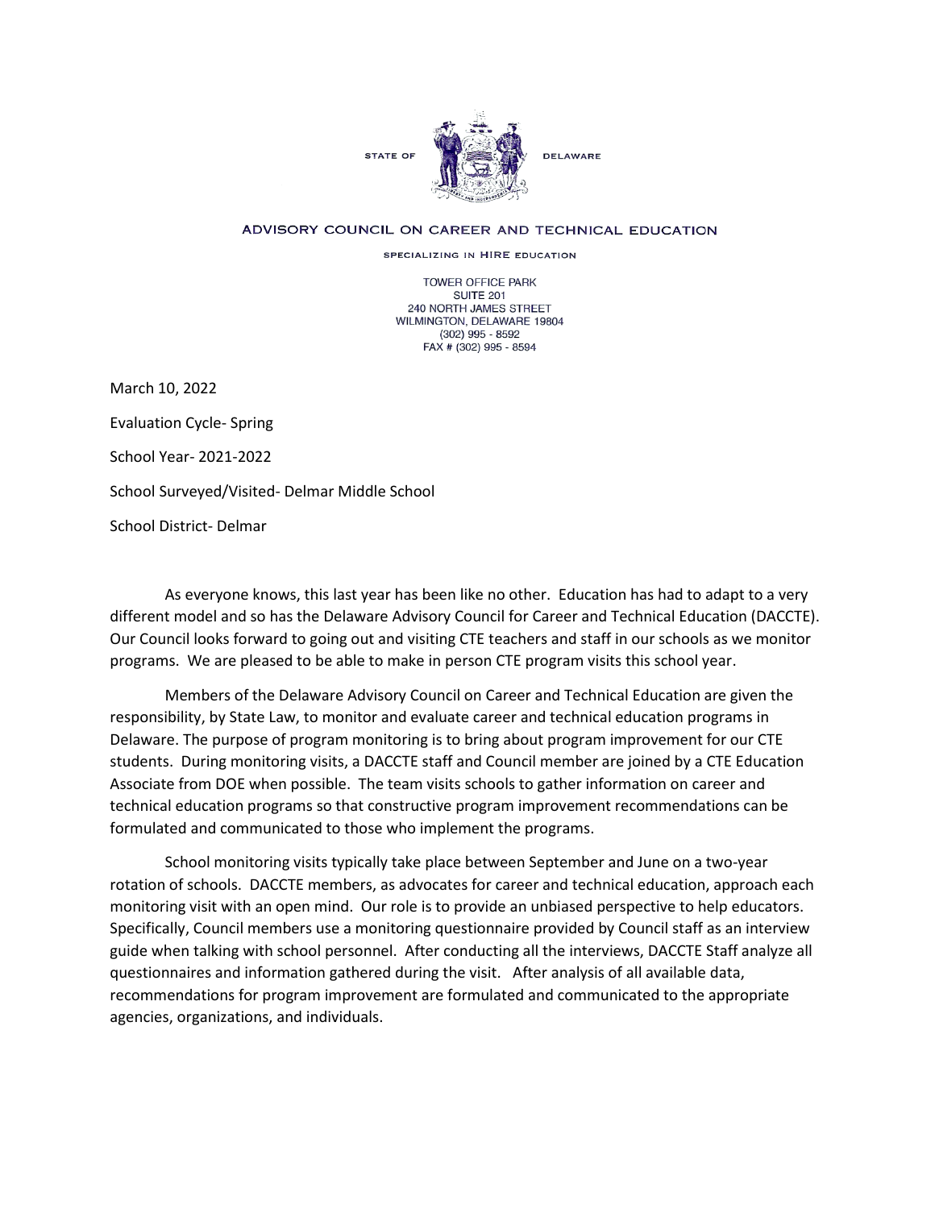STATE OF DELAWARE

ADVISORY COUNCIL ON CAREER AND TECHNICAL EDUCATION

SPECIALIZING IN HIRE EDUCATION

TOWER OFFICE PARK
SUITE 201
240 NORTH JAMES STREET
WILMINGTON, DELAWARE 19804
(302) 995 - 8592
FAX # (302) 995 - 8594

March 10, 2022

Evaluation Cycle- Spring

School Year- 2021-2022

School Surveyed/Visited- Delmar Middle School

School District- Delmar

As everyone knows, this last year has been like no other. Education has had to adapt to a very different model and so has the Delaware Advisory Council for Career and Technical Education (DACCTE). Our Council looks forward to going out and visiting CTE teachers and staff in our schools as we monitor programs. We are pleased to be able to make in person CTE program visits this school year.

Members of the Delaware Advisory Council on Career and Technical Education are given the responsibility, by State Law, to monitor and evaluate career and technical education programs in Delaware. The purpose of program monitoring is to bring about program improvement for our CTE students. During monitoring visits, a DACCTE staff and Council member are joined by a CTE Education Associate from DOE when possible. The team visits schools to gather information on career and technical education programs so that constructive program improvement recommendations can be formulated and communicated to those who implement the programs.

School monitoring visits typically take place between September and June on a two-year rotation of schools. DACCTE members, as advocates for career and technical education, approach each monitoring visit with an open mind. Our role is to provide an unbiased perspective to help educators. Specifically, Council members use a monitoring questionnaire provided by Council staff as an interview guide when talking with school personnel. After conducting all the interviews, DACCTE Staff analyze all questionnaires and information gathered during the visit. After analysis of all available data, recommendations for program improvement are formulated and communicated to the appropriate agencies, organizations, and individuals.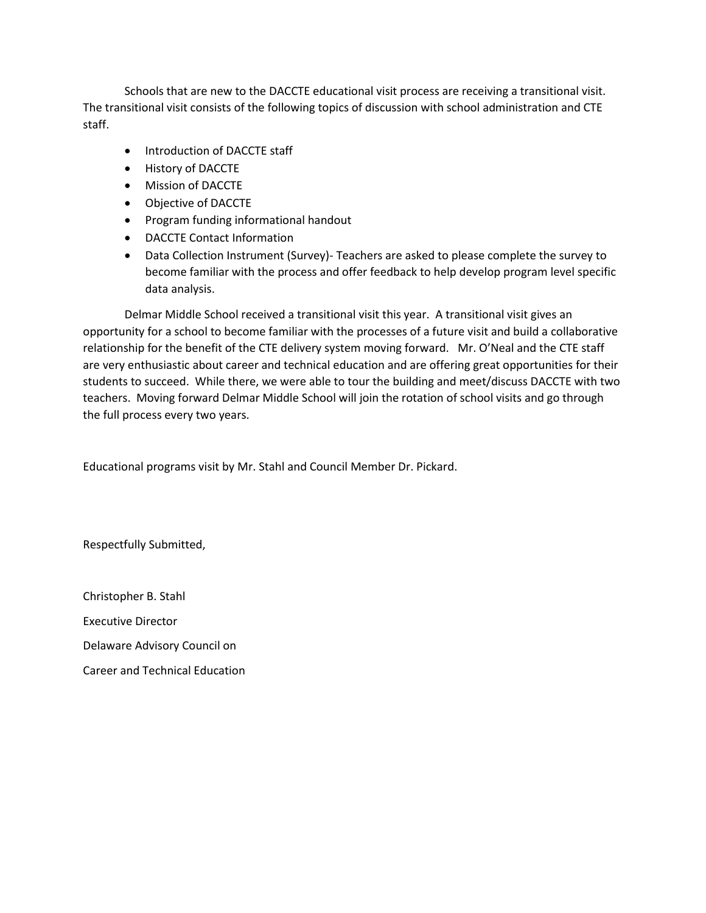Schools that are new to the DACCTE educational visit process are receiving a transitional visit. The transitional visit consists of the following topics of discussion with school administration and CTE staff.

- Introduction of DACCTE staff
- History of DACCTE
- Mission of DACCTE
- Objective of DACCTE
- Program funding informational handout
- DACCTE Contact Information
- Data Collection Instrument (Survey)- Teachers are asked to please complete the survey to become familiar with the process and offer feedback to help develop program level specific data analysis.

Delmar Middle School received a transitional visit this year. A transitional visit gives an opportunity for a school to become familiar with the processes of a future visit and build a collaborative relationship for the benefit of the CTE delivery system moving forward. Mr. O'Neal and the CTE staff are very enthusiastic about career and technical education and are offering great opportunities for their students to succeed. While there, we were able to tour the building and meet/discuss DACCTE with two teachers. Moving forward Delmar Middle School will join the rotation of school visits and go through the full process every two years.

Educational programs visit by Mr. Stahl and Council Member Dr. Pickard.

Respectfully Submitted,

Christopher B. Stahl

Executive Director

Delaware Advisory Council on

Career and Technical Education